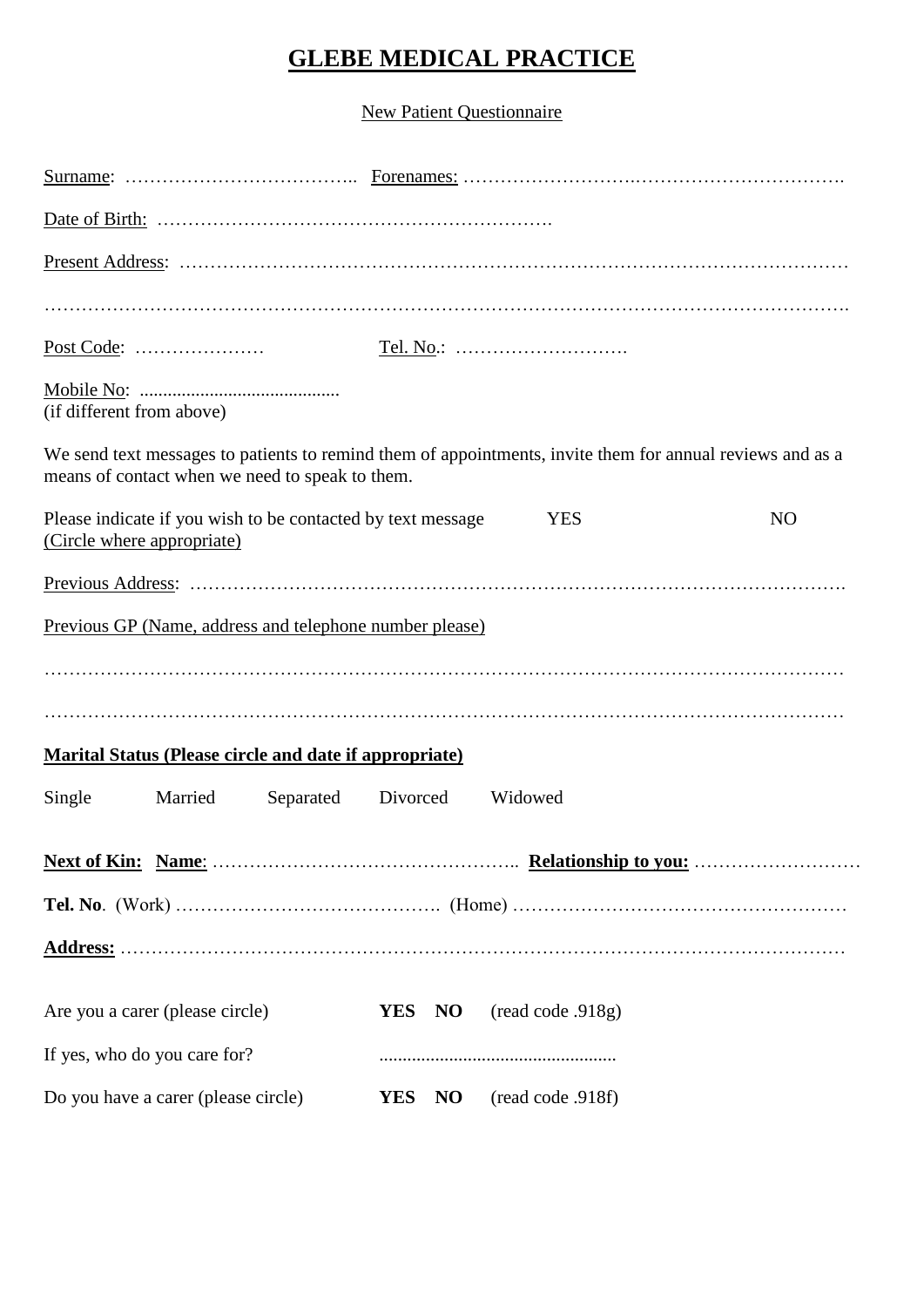# GLEBE MEDICAL PRACTICE

New Patient Questionnaire

Surname: ……………………………….. Forenames: ……………………….…………………………….

Date of Birth: ……………………………………………………….

Present Address: ………………………………………………………………………………………………

…………………………………………………………………………………………………………………….

Post Code: ………………… Tel. No.: ……………………….

Mobile No: ...........................................
(if different from above)

We send text messages to patients to remind them of appointments, invite them for annual reviews and as a means of contact when we need to speak to them.

Please indicate if you wish to be contacted by text message YES NO
(Circle where appropriate)

Previous Address: …………………………………………………………………………………………….

Previous GP (Name, address and telephone number please)

…………………………………………………………………………………………………………………

…………………………………………………………………………………………………………………

**Marital Status (Please circle and date if appropriate)**

Single Married Separated Divorced Widowed

**Next of Kin: Name**: ………………………………………….. **Relationship to you:** ………………………

**Tel. No**. (Work) ……………………………………. (Home) ………………………………………………

**Address:** ……………………………………………………………………………………………………

Are you a carer (please circle) **YES NO** (read code .918g)

If yes, who do you care for? ..................................................

Do you have a carer (please circle) **YES NO** (read code .918f)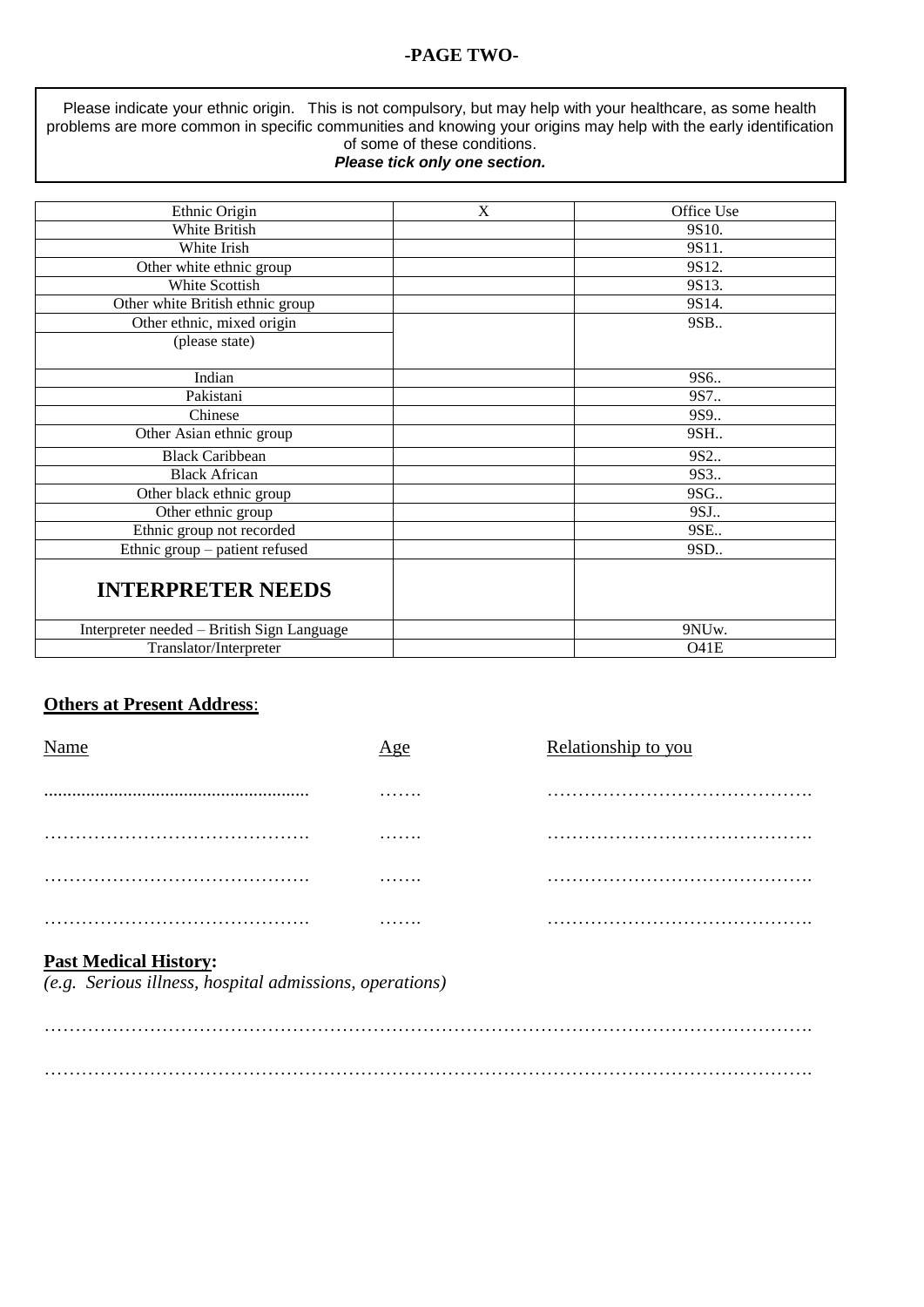## -PAGE TWO-

Please indicate your ethnic origin. This is not compulsory, but may help with your healthcare, as some health problems are more common in specific communities and knowing your origins may help with the early identification of some of these conditions.
***Please tick only one section.***

| Ethnic Origin | X | Office Use |
|---|---|---|
| White British | | 9S10. |
| White Irish | | 9S11. |
| Other white ethnic group | | 9S12. |
| White Scottish | | 9S13. |
| Other white British ethnic group | | 9S14. |
| Other ethnic, mixed origin (please state) | | 9SB.. |
| Indian | | 9S6.. |
| Pakistani | | 9S7.. |
| Chinese | | 9S9.. |
| Other Asian ethnic group | | 9SH.. |
| Black Caribbean | | 9S2.. |
| Black African | | 9S3.. |
| Other black ethnic group | | 9SG.. |
| Other ethnic group | | 9SJ.. |
| Ethnic group not recorded | | 9SE.. |
| Ethnic group – patient refused | | 9SD.. |
| **INTERPRETER NEEDS** | | |
| Interpreter needed – British Sign Language | | 9NUw. |
| Translator/Interpreter | | O41E |

**Others at Present Address**:

| Name | Age | Relationship to you |
|---|---|---|
| ........................................................ | ……. | ……………………………………. |
| ……………………………………. | ……. | ……………………………………. |
| ……………………………………. | ……. | ……………………………………. |
| ……………………………………. | ……. | ……………………………………. |

**Past Medical History:**
*(e.g. Serious illness, hospital admissions, operations)*

…………………………………………………………………………………………………………….

…………………………………………………………………………………………………………….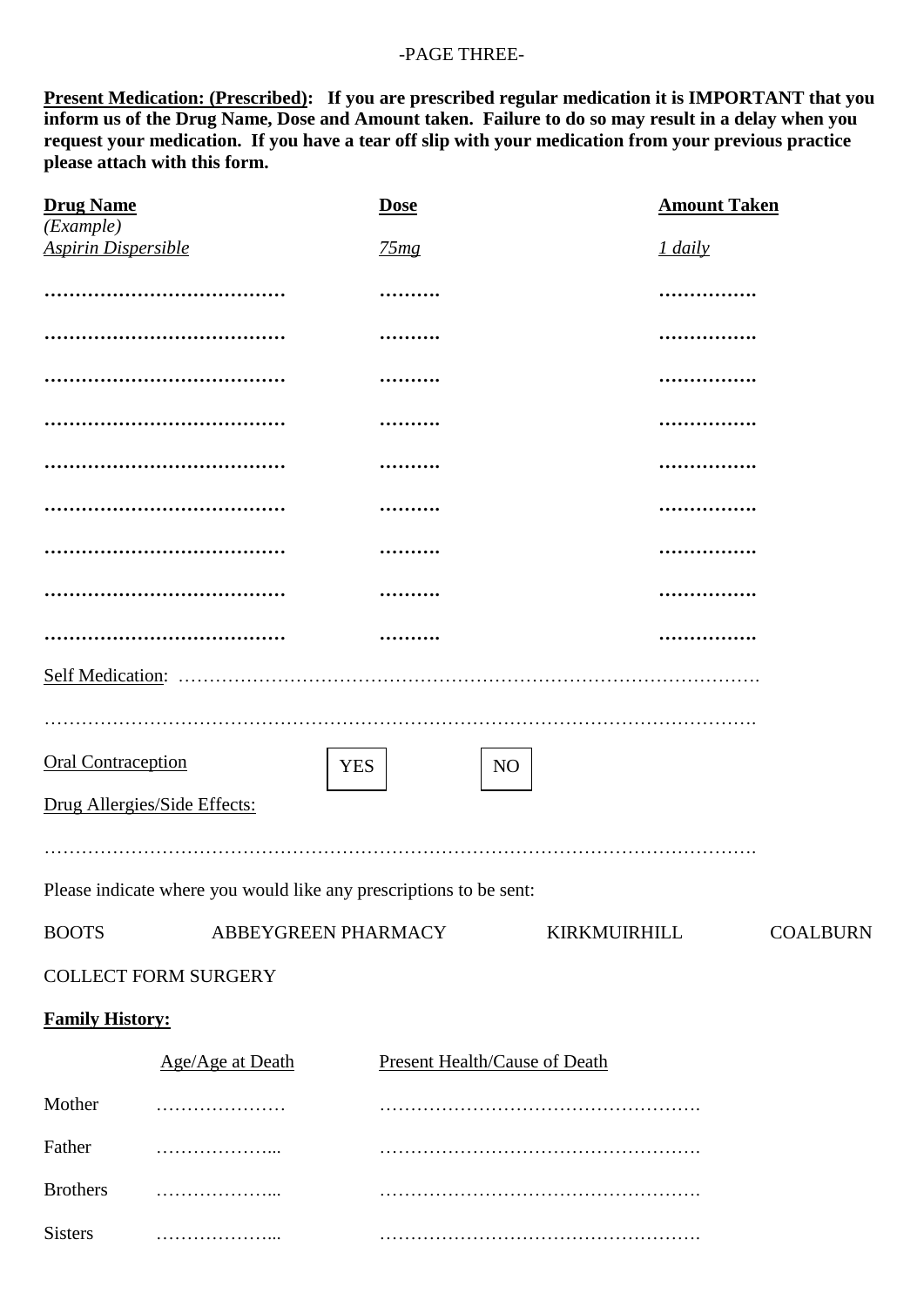-PAGE THREE-

**Present Medication: (Prescribed):** **If you are prescribed regular medication it is IMPORTANT that you inform us of the Drug Name, Dose and Amount taken. Failure to do so may result in a delay when you request your medication. If you have a tear off slip with your medication from your previous practice please attach with this form.**

| Drug Name | Dose | Amount Taken |
|---|---|---|
| *(Example)* *Aspirin Dispersible* | *75mg* | *1 daily* |
| ………………………………… | ………. | ……………. |
| ………………………………… | ………. | ……………. |
| ………………………………… | ………. | ……………. |
| ………………………………… | ………. | ……………. |
| ………………………………… | ………. | ……………. |
| ………………………………… | ………. | ……………. |
| ………………………………… | ………. | ……………. |
| ………………………………… | ………. | ……………. |
| ………………………………… | ………. | ……………. |

Self Medication: ……………………………………………………………………………….

……………………………………………………………………………………………………….

Oral Contraception   YES   NO

Drug Allergies/Side Effects:

……………………………………………………………………………………………………….

Please indicate where you would like any prescriptions to be sent:

BOOTS   ABBEYGREEN PHARMACY   KIRKMUIRHILL   COALBURN

COLLECT FORM SURGERY

**Family History:**

| | Age/Age at Death | Present Health/Cause of Death |
|---|---|---|
| Mother | ………………… | ……………………………………………. |
| Father | ………………... | ……………………………………………. |
| Brothers | ………………... | ……………………………………………. |
| Sisters | ………………... | ……………………………………………. |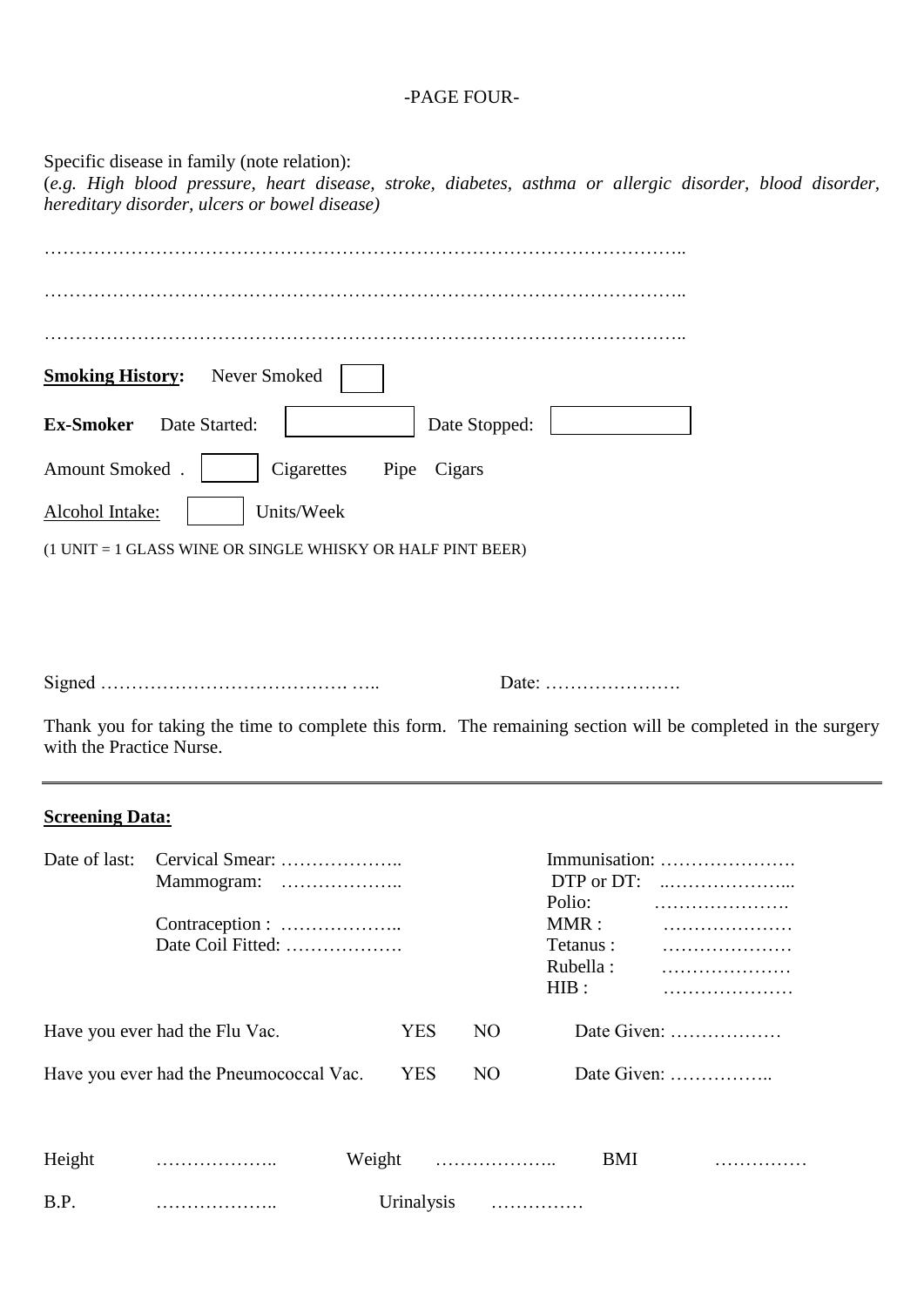-PAGE FOUR-

Specific disease in family (note relation):
(*e.g. High blood pressure, heart disease, stroke, diabetes, asthma or allergic disorder, blood disorder, hereditary disorder, ulcers or bowel disease)*

…………………………………………………………………………………………..

…………………………………………………………………………………………..

…………………………………………………………………………………………..

<u>**Smoking History:**</u> Never Smoked [ ]

**Ex-Smoker** Date Started: [ ] Date Stopped: [ ]

Amount Smoked . [ ] Cigarettes Pipe Cigars

<u>Alcohol Intake:</u> [ ] Units/Week

(1 UNIT = 1 GLASS WINE OR SINGLE WHISKY OR HALF PINT BEER)

Signed …………………………………. ….. Date: ………………….

Thank you for taking the time to complete this form. The remaining section will be completed in the surgery with the Practice Nurse.

---

<u>**Screening Data:**</u>

Date of last:
Cervical Smear: ………………..
Mammogram: ………………..

Contraception : ………………..
Date Coil Fitted: ……………….

Immunisation: ………………….
DTP or DT: ..………………...
Polio: ………………….
MMR : …………………
Tetanus : …………………
Rubella : …………………
HIB : …………………

Have you ever had the Flu Vac. YES NO Date Given: ………………

Have you ever had the Pneumococcal Vac. YES NO Date Given: ……………..

Height ……………….. Weight ……………….. BMI ……………

B.P. ……………….. Urinalysis ……………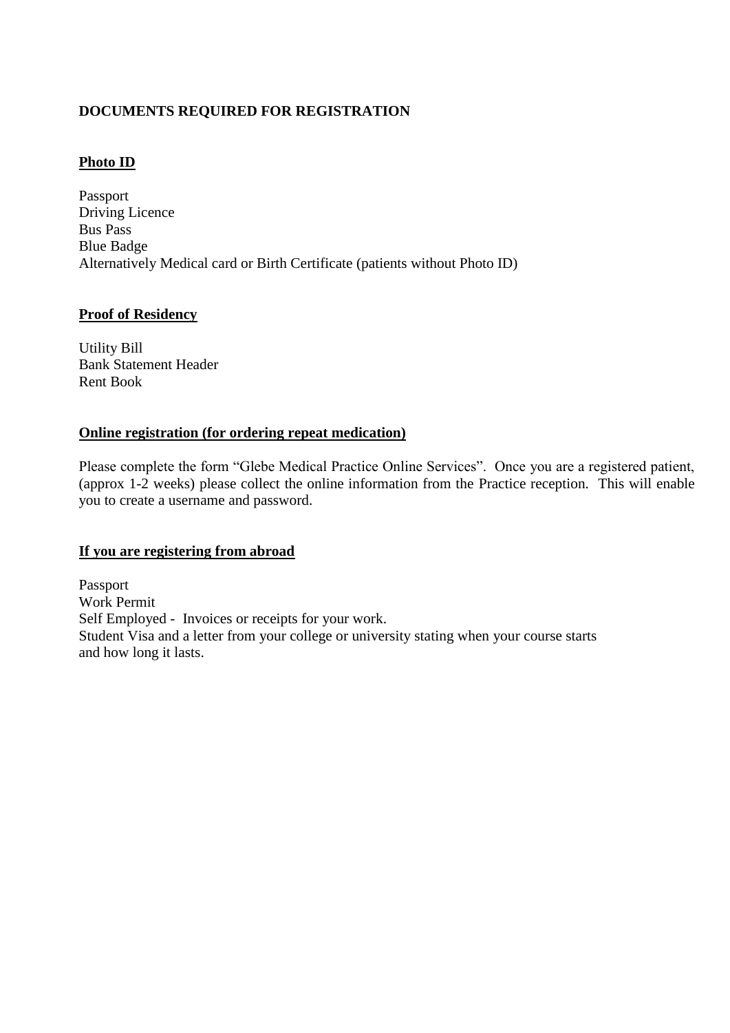## DOCUMENTS REQUIRED FOR REGISTRATION

### Photo ID

Passport
Driving Licence
Bus Pass
Blue Badge
Alternatively Medical card or Birth Certificate (patients without Photo ID)

### Proof of Residency

Utility Bill
Bank Statement Header
Rent Book

### Online registration (for ordering repeat medication)

Please complete the form "Glebe Medical Practice Online Services". Once you are a registered patient, (approx 1-2 weeks) please collect the online information from the Practice reception. This will enable you to create a username and password.

### If you are registering from abroad

Passport
Work Permit
Self Employed - Invoices or receipts for your work.
Student Visa and a letter from your college or university stating when your course starts and how long it lasts.